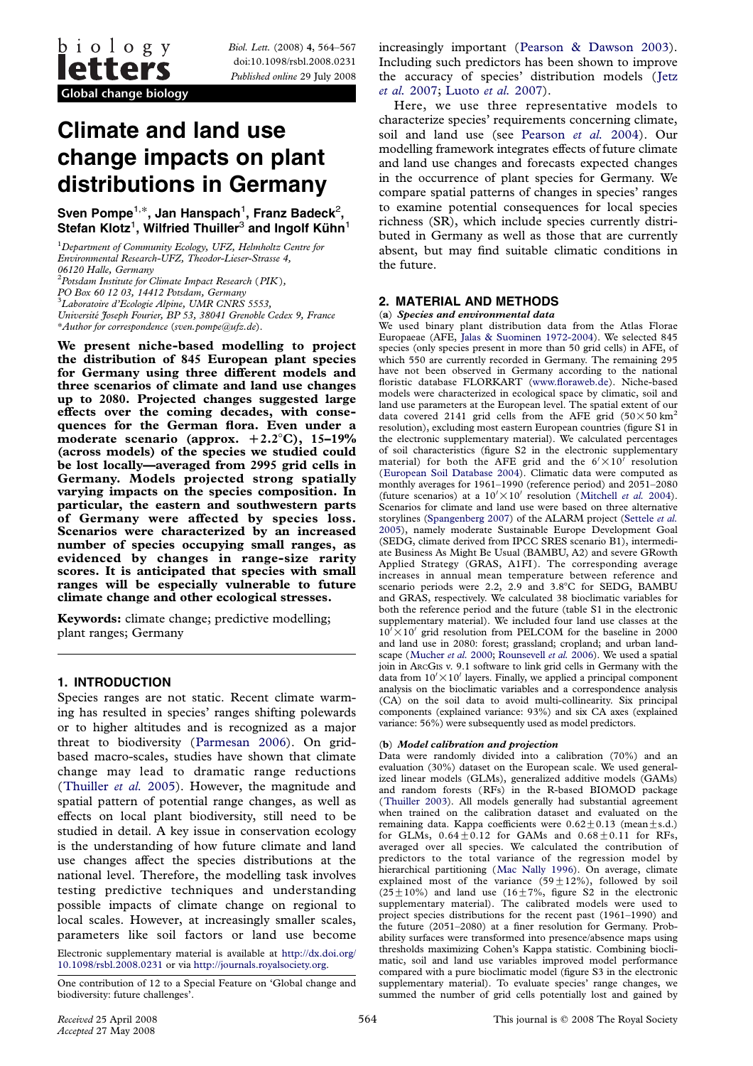Global change biology

# Climate and land use change impacts on plant distributions in Germany

**Sven Pompe[1,*], Jan Hanspach[1], Franz Badeck[2], Stefan Klotz[1], Wilfried Thuiller[3] and Ingolf Kühn[1]**

[1]Department of Community Ecology, UFZ, Helmholtz Centre for Environmental Research-UFZ, Theodor-Lieser-Strasse 4, 06120 Halle, Germany
[2]Potsdam Institute for Climate Impact Research (PIK), PO Box 60 12 03, 14412 Potsdam, Germany
[3]Laboratoire d'Ecologie Alpine, UMR CNRS 5553, Université Joseph Fourier, BP 53, 38041 Grenoble Cedex 9, France
*Author for correspondence (sven.pompe@ufz.de).

**We present niche-based modelling to project the distribution of 845 European plant species for Germany using three different models and three scenarios of climate and land use changes up to 2080. Projected changes suggested large effects over the coming decades, with consequences for the German flora. Even under a moderate scenario (approx. +2.2°C), 15–19% (across models) of the species we studied could be lost locally—averaged from 2995 grid cells in Germany. Models projected strong spatially varying impacts on the species composition. In particular, the eastern and southwestern parts of Germany were affected by species loss. Scenarios were characterized by an increased number of species occupying small ranges, as evidenced by changes in range-size rarity scores. It is anticipated that species with small ranges will be especially vulnerable to future climate change and other ecological stresses.**

**Keywords:** climate change; predictive modelling; plant ranges; Germany

## 1. INTRODUCTION

Species ranges are not static. Recent climate warming has resulted in species' ranges shifting polewards or to higher altitudes and is recognized as a major threat to biodiversity (Parmesan 2006). On grid-based macro-scales, studies have shown that climate change may lead to dramatic range reductions (Thuiller *et al.* 2005). However, the magnitude and spatial pattern of potential range changes, as well as effects on local plant biodiversity, still need to be studied in detail. A key issue in conservation ecology is the understanding of how future climate and land use changes affect the species distributions at the national level. Therefore, the modelling task involves testing predictive techniques and understanding possible impacts of climate change on regional to local scales. However, at increasingly smaller scales, parameters like soil factors or land use become increasingly important (Pearson & Dawson 2003). Including such predictors has been shown to improve the accuracy of species' distribution models (Jetz *et al.* 2007; Luoto *et al.* 2007).

Here, we use three representative models to characterize species' requirements concerning climate, soil and land use (see Pearson *et al.* 2004). Our modelling framework integrates effects of future climate and land use changes and forecasts expected changes in the occurrence of plant species for Germany. We compare spatial patterns of changes in species' ranges to examine potential consequences for local species richness (SR), which include species currently distributed in Germany as well as those that are currently absent, but may find suitable climatic conditions in the future.

## 2. MATERIAL AND METHODS

### (a) *Species and environmental data*

We used binary plant distribution data from the Atlas Florae Europaeae (AFE, Jalas & Suominen 1972-2004). We selected 845 species (only species present in more than 50 grid cells) in AFE, of which 550 are currently recorded in Germany. The remaining 295 have not been observed in Germany according to the national floristic database FLORKART (www.floraweb.de). Niche-based models were characterized in ecological space by climatic, soil and land use parameters at the European level. The spatial extent of our data covered 2141 grid cells from the AFE grid ($50\times50$ km$^2$ resolution), excluding most eastern European countries (figure S1 in the electronic supplementary material). We calculated percentages of soil characteristics (figure S2 in the electronic supplementary material) for both the AFE grid and the $6'\times10'$ resolution (European Soil Database 2004). Climatic data were computed as monthly averages for 1961–1990 (reference period) and 2051–2080 (future scenarios) at a $10'\times10'$ resolution (Mitchell *et al.* 2004). Scenarios for climate and land use were based on three alternative storylines (Spangenberg 2007) of the ALARM project (Settele *et al.* 2005), namely moderate Sustainable Europe Development Goal (SEDG, climate derived from IPCC SRES scenario B1), intermediate Business As Might Be Usual (BAMBU, A2) and severe GRowth Applied Strategy (GRAS, A1FI). The corresponding average increases in annual mean temperature between reference and scenario periods were 2.2, 2.9 and 3.8°C for SEDG, BAMBU and GRAS, respectively. We calculated 38 bioclimatic variables for both the reference period and the future (table S1 in the electronic supplementary material). We included four land use classes at the $10'\times10'$ grid resolution from PELCOM for the baseline in 2000 and land use in 2080: forest; grassland; cropland; and urban landscape (Mucher *et al.* 2000; Rounsevell *et al.* 2006). We used a spatial join in ArcGis v. 9.1 software to link grid cells in Germany with the data from $10'\times10'$ layers. Finally, we applied a principal component analysis on the bioclimatic variables and a correspondence analysis (CA) on the soil data to avoid multi-collinearity. Six principal components (explained variance: 93%) and six CA axes (explained variance: 56%) were subsequently used as model predictors.

### (b) *Model calibration and projection*

Data were randomly divided into a calibration (70%) and an evaluation (30%) dataset on the European scale. We used generalized linear models (GLMs), generalized additive models (GAMs) and random forests (RFs) in the R-based BIOMOD package (Thuiller 2003). All models generally had substantial agreement when trained on the calibration dataset and evaluated on the remaining data. Kappa coefficients were $0.62\pm0.13$ (mean±s.d.) for GLMs, $0.64\pm0.12$ for GAMs and $0.68\pm0.11$ for RFs, averaged over all species. We calculated the contribution of predictors to the total variance of the regression model by hierarchical partitioning (Mac Nally 1996). On average, climate explained most of the variance ($59\pm12$%), followed by soil ($25\pm10$%) and land use ($16\pm7$%, figure S2 in the electronic supplementary material). The calibrated models were used to project species distributions for the recent past (1961–1990) and the future (2051–2080) at a finer resolution for Germany. Probability surfaces were transformed into presence/absence maps using thresholds maximizing Cohen's Kappa statistic. Combining bioclimatic, soil and land use variables improved model performance compared with a pure bioclimatic model (figure S3 in the electronic supplementary material). To evaluate species' range changes, we summed the number of grid cells potentially lost and gained by

Electronic supplementary material is available at http://dx.doi.org/10.1098/rsbl.2008.0231 or via http://journals.royalsociety.org.

One contribution of 12 to a Special Feature on 'Global change and biodiversity: future challenges'.

Received 25 April 2008
Accepted 27 May 2008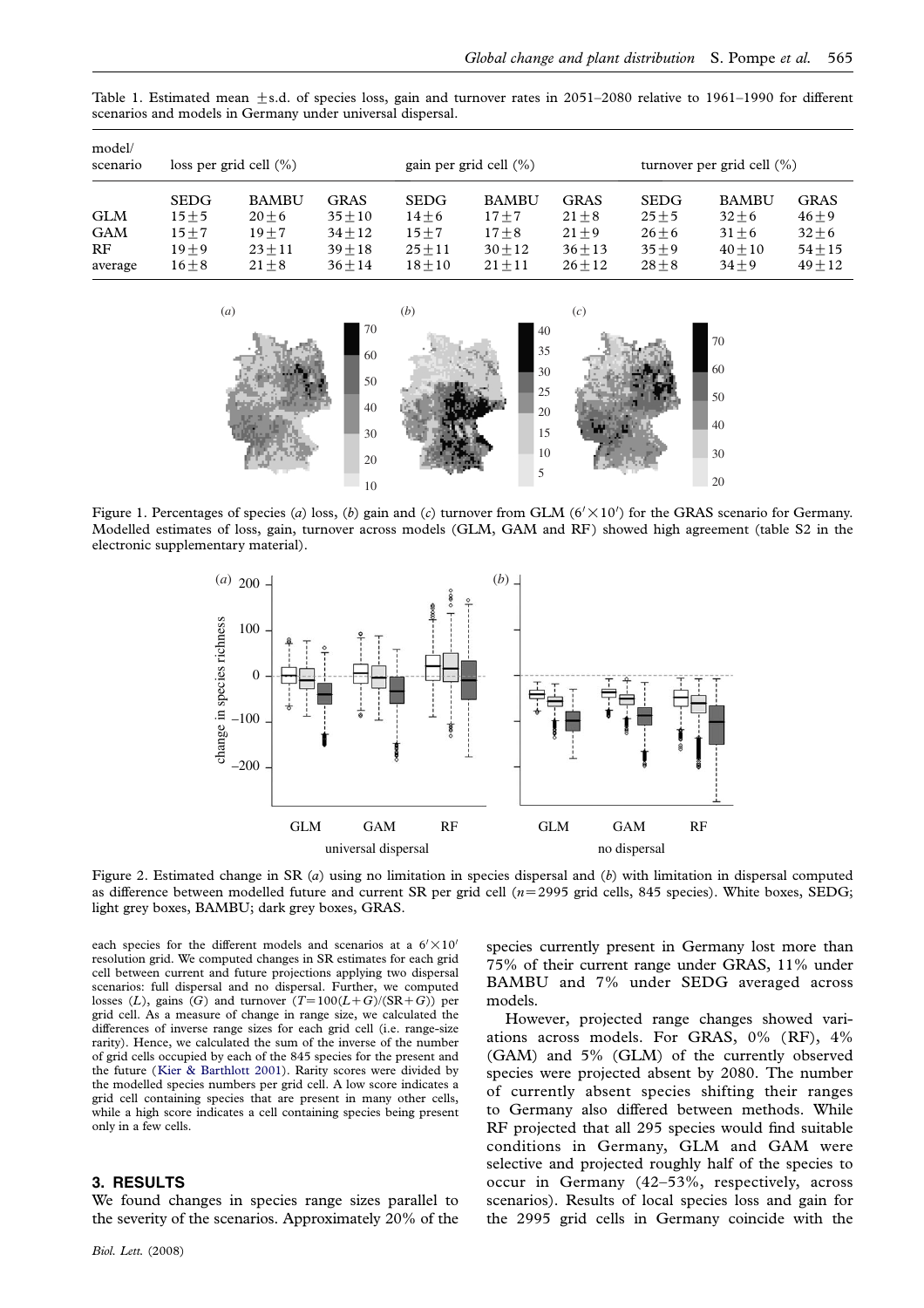Table 1. Estimated mean ±s.d. of species loss, gain and turnover rates in 2051–2080 relative to 1961–1990 for different scenarios and models in Germany under universal dispersal.

| model/ scenario | loss per grid cell (%) | | | gain per grid cell (%) | | | turnover per grid cell (%) | | |
|---|---|---|---|---|---|---|---|---|---|
| | SEDG | BAMBU | GRAS | SEDG | BAMBU | GRAS | SEDG | BAMBU | GRAS |
| GLM | 15±5 | 20±6 | 35±10 | 14±6 | 17±7 | 21±8 | 25±5 | 32±6 | 46±9 |
| GAM | 15±7 | 19±7 | 34±12 | 15±7 | 17±8 | 21±9 | 26±6 | 31±6 | 32±6 |
| RF | 19±9 | 23±11 | 39±18 | 25±11 | 30±12 | 36±13 | 35±9 | 40±10 | 54±15 |
| average | 16±8 | 21±8 | 36±14 | 18±10 | 21±11 | 26±12 | 28±8 | 34±9 | 49±12 |

Figure 1. Percentages of species (*a*) loss, (*b*) gain and (*c*) turnover from GLM ($6' \times 10'$) for the GRAS scenario for Germany. Modelled estimates of loss, gain, turnover across models (GLM, GAM and RF) showed high agreement (table S2 in the electronic supplementary material).

Figure 2. Estimated change in SR (*a*) using no limitation in species dispersal and (*b*) with limitation in dispersal computed as difference between modelled future and current SR per grid cell ($n=2995$ grid cells, 845 species). White boxes, SEDG; light grey boxes, BAMBU; dark grey boxes, GRAS.

each species for the different models and scenarios at a $6' \times 10'$ resolution grid. We computed changes in SR estimates for each grid cell between current and future projections applying two dispersal scenarios: full dispersal and no dispersal. Further, we computed losses ($L$), gains ($G$) and turnover ($T=100(L+G)/(\mathrm{SR}+G)$) per grid cell. As a measure of change in range size, we calculated the differences of inverse range sizes for each grid cell (i.e. range-size rarity). Hence, we calculated the sum of the inverse of the number of grid cells occupied by each of the 845 species for the present and the future (Kier & Barthlott 2001). Rarity scores were divided by the modelled species numbers per grid cell. A low score indicates a grid cell containing species that are present in many other cells, while a high score indicates a cell containing species being present only in a few cells.

## 3. RESULTS

We found changes in species range sizes parallel to the severity of the scenarios. Approximately 20% of the species currently present in Germany lost more than 75% of their current range under GRAS, 11% under BAMBU and 7% under SEDG averaged across models.

However, projected range changes showed variations across models. For GRAS, 0% (RF), 4% (GAM) and 5% (GLM) of the currently observed species were projected absent by 2080. The number of currently absent species shifting their ranges to Germany also differed between methods. While RF projected that all 295 species would find suitable conditions in Germany, GLM and GAM were selective and projected roughly half of the species to occur in Germany (42–53%, respectively, across scenarios). Results of local species loss and gain for the 2995 grid cells in Germany coincide with the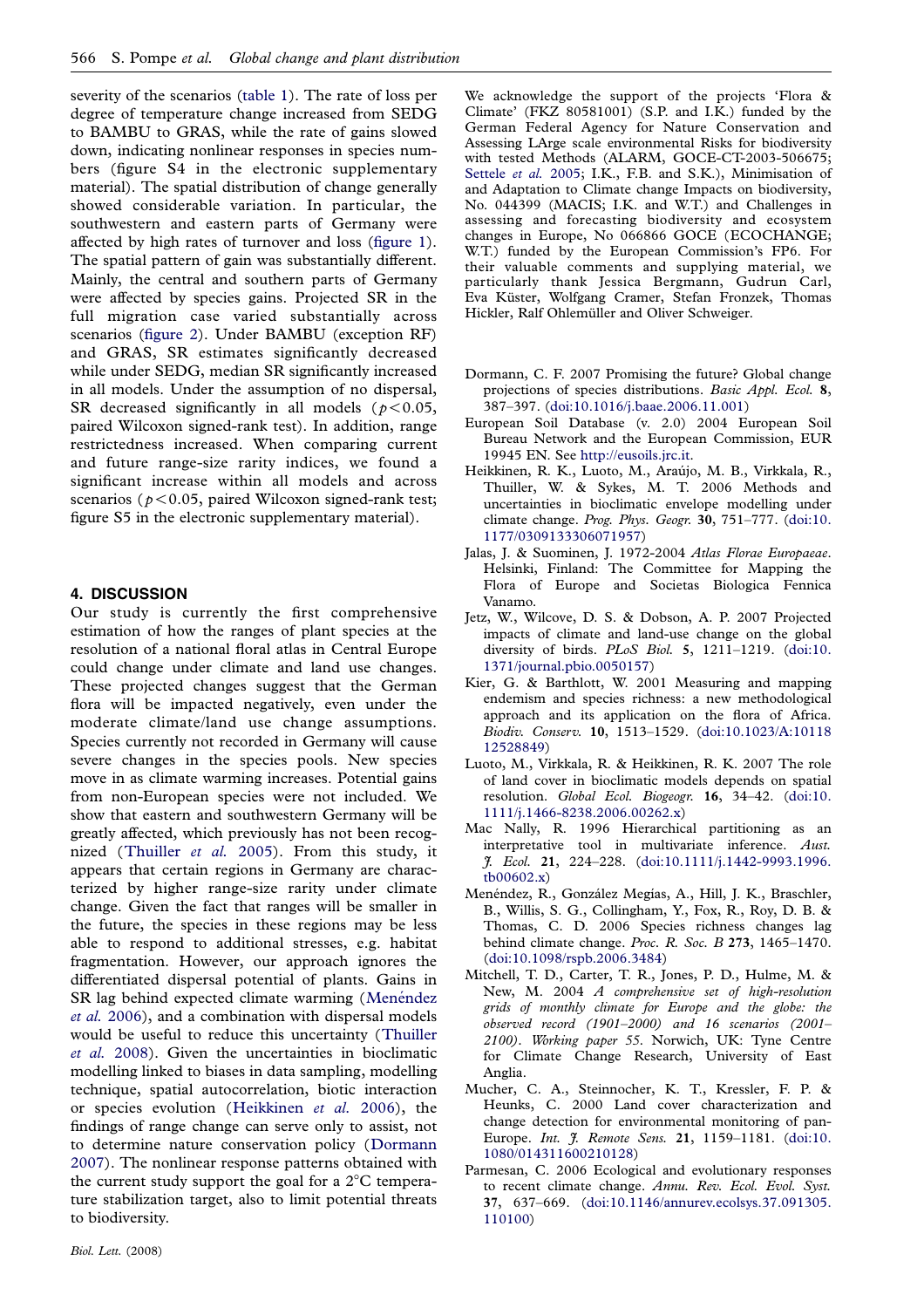severity of the scenarios (table 1). The rate of loss per degree of temperature change increased from SEDG to BAMBU to GRAS, while the rate of gains slowed down, indicating nonlinear responses in species numbers (figure S4 in the electronic supplementary material). The spatial distribution of change generally showed considerable variation. In particular, the southwestern and eastern parts of Germany were affected by high rates of turnover and loss (figure 1). The spatial pattern of gain was substantially different. Mainly, the central and southern parts of Germany were affected by species gains. Projected SR in the full migration case varied substantially across scenarios (figure 2). Under BAMBU (exception RF) and GRAS, SR estimates significantly decreased while under SEDG, median SR significantly increased in all models. Under the assumption of no dispersal, SR decreased significantly in all models ($p<0.05$, paired Wilcoxon signed-rank test). In addition, range restrictedness increased. When comparing current and future range-size rarity indices, we found a significant increase within all models and across scenarios ($p<0.05$, paired Wilcoxon signed-rank test; figure S5 in the electronic supplementary material).

## 4. DISCUSSION

Our study is currently the first comprehensive estimation of how the ranges of plant species at the resolution of a national floral atlas in Central Europe could change under climate and land use changes. These projected changes suggest that the German flora will be impacted negatively, even under the moderate climate/land use change assumptions. Species currently not recorded in Germany will cause severe changes in the species pools. New species move in as climate warming increases. Potential gains from non-European species were not included. We show that eastern and southwestern Germany will be greatly affected, which previously has not been recognized (Thuiller *et al.* 2005). From this study, it appears that certain regions in Germany are characterized by higher range-size rarity under climate change. Given the fact that ranges will be smaller in the future, the species in these regions may be less able to respond to additional stresses, e.g. habitat fragmentation. However, our approach ignores the differentiated dispersal potential of plants. Gains in SR lag behind expected climate warming (Menéndez *et al.* 2006), and a combination with dispersal models would be useful to reduce this uncertainty (Thuiller *et al.* 2008). Given the uncertainties in bioclimatic modelling linked to biases in data sampling, modelling technique, spatial autocorrelation, biotic interaction or species evolution (Heikkinen *et al.* 2006), the findings of range change can serve only to assist, not to determine nature conservation policy (Dormann 2007). The nonlinear response patterns obtained with the current study support the goal for a 2°C temperature stabilization target, also to limit potential threats to biodiversity.

We acknowledge the support of the projects 'Flora & Climate' (FKZ 80581001) (S.P. and I.K.) funded by the German Federal Agency for Nature Conservation and Assessing LArge scale environmental Risks for biodiversity with tested Methods (ALARM, GOCE-CT-2003-506675; Settele *et al.* 2005; I.K., F.B. and S.K.), Minimisation of and Adaptation to Climate change Impacts on biodiversity, No. 044399 (MACIS; I.K. and W.T.) and Challenges in assessing and forecasting biodiversity and ecosystem changes in Europe, No 066866 GOCE (ECOCHANGE; W.T.) funded by the European Commission's FP6. For their valuable comments and supplying material, we particularly thank Jessica Bergmann, Gudrun Carl, Eva Küster, Wolfgang Cramer, Stefan Fronzek, Thomas Hickler, Ralf Ohlemüller and Oliver Schweiger.

Dormann, C. F. 2007 Promising the future? Global change projections of species distributions. *Basic Appl. Ecol.* **8**, 387–397. (doi:10.1016/j.baae.2006.11.001)

European Soil Database (v. 2.0) 2004 European Soil Bureau Network and the European Commission, EUR 19945 EN. See http://eusoils.jrc.it.

Heikkinen, R. K., Luoto, M., Araújo, M. B., Virkkala, R., Thuiller, W. & Sykes, M. T. 2006 Methods and uncertainties in bioclimatic envelope modelling under climate change. *Prog. Phys. Geogr.* **30**, 751–777. (doi:10.1177/0309133306071957)

Jalas, J. & Suominen, J. 1972-2004 *Atlas Florae Europaeae*. Helsinki, Finland: The Committee for Mapping the Flora of Europe and Societas Biologica Fennica Vanamo.

Jetz, W., Wilcove, D. S. & Dobson, A. P. 2007 Projected impacts of climate and land-use change on the global diversity of birds. *PLoS Biol.* **5**, 1211–1219. (doi:10.1371/journal.pbio.0050157)

Kier, G. & Barthlott, W. 2001 Measuring and mapping endemism and species richness: a new methodological approach and its application on the flora of Africa. *Biodiv. Conserv.* **10**, 1513–1529. (doi:10.1023/A:1011812528849)

Luoto, M., Virkkala, R. & Heikkinen, R. K. 2007 The role of land cover in bioclimatic models depends on spatial resolution. *Global Ecol. Biogeogr.* **16**, 34–42. (doi:10.1111/j.1466-8238.2006.00262.x)

Mac Nally, R. 1996 Hierarchical partitioning as an interpretative tool in multivariate inference. *Aust. J. Ecol.* **21**, 224–228. (doi:10.1111/j.1442-9993.1996.tb00602.x)

Menéndez, R., González Megías, A., Hill, J. K., Braschler, B., Willis, S. G., Collingham, Y., Fox, R., Roy, D. B. & Thomas, C. D. 2006 Species richness changes lag behind climate change. *Proc. R. Soc. B* **273**, 1465–1470. (doi:10.1098/rspb.2006.3484)

Mitchell, T. D., Carter, T. R., Jones, P. D., Hulme, M. & New, M. 2004 *A comprehensive set of high-resolution grids of monthly climate for Europe and the globe: the observed record (1901–2000) and 16 scenarios (2001–2100)*. *Working paper 55*. Norwich, UK: Tyne Centre for Climate Change Research, University of East Anglia.

Mucher, C. A., Steinnocher, K. T., Kressler, F. P. & Heunks, C. 2000 Land cover characterization and change detection for environmental monitoring of pan-Europe. *Int. J. Remote Sens.* **21**, 1159–1181. (doi:10.1080/014311600210128)

Parmesan, C. 2006 Ecological and evolutionary responses to recent climate change. *Annu. Rev. Ecol. Evol. Syst.* **37**, 637–669. (doi:10.1146/annurev.ecolsys.37.091305.110100)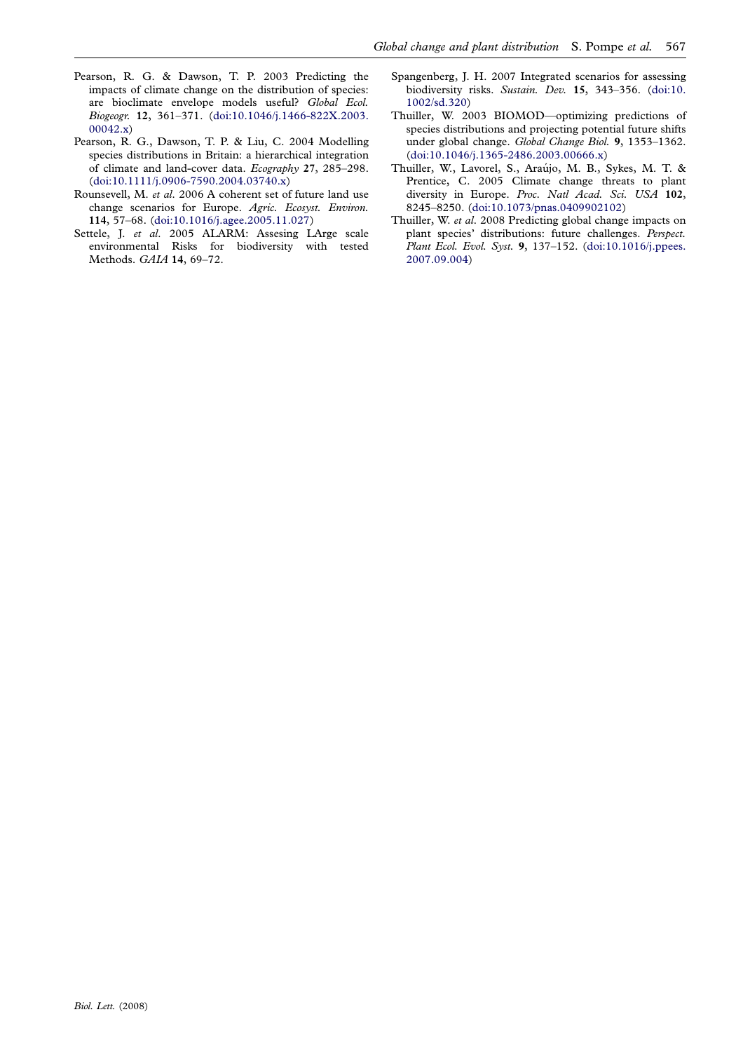Pearson, R. G. & Dawson, T. P. 2003 Predicting the impacts of climate change on the distribution of species: are bioclimate envelope models useful? *Global Ecol. Biogeogr.* **12**, 361–371. (doi:10.1046/j.1466-822X.2003.00042.x)

Pearson, R. G., Dawson, T. P. & Liu, C. 2004 Modelling species distributions in Britain: a hierarchical integration of climate and land-cover data. *Ecography* **27**, 285–298. (doi:10.1111/j.0906-7590.2004.03740.x)

Rounsevell, M. *et al*. 2006 A coherent set of future land use change scenarios for Europe. *Agric. Ecosyst. Environ.* **114**, 57–68. (doi:10.1016/j.agee.2005.11.027)

Settele, J. *et al*. 2005 ALARM: Assesing LArge scale environmental Risks for biodiversity with tested Methods. *GAIA* **14**, 69–72.

Spangenberg, J. H. 2007 Integrated scenarios for assessing biodiversity risks. *Sustain. Dev.* **15**, 343–356. (doi:10.1002/sd.320)

Thuiller, W. 2003 BIOMOD—optimizing predictions of species distributions and projecting potential future shifts under global change. *Global Change Biol.* **9**, 1353–1362. (doi:10.1046/j.1365-2486.2003.00666.x)

Thuiller, W., Lavorel, S., Araújo, M. B., Sykes, M. T. & Prentice, C. 2005 Climate change threats to plant diversity in Europe. *Proc. Natl Acad. Sci. USA* **102**, 8245–8250. (doi:10.1073/pnas.0409902102)

Thuiller, W. *et al*. 2008 Predicting global change impacts on plant species' distributions: future challenges. *Perspect. Plant Ecol. Evol. Syst.* **9**, 137–152. (doi:10.1016/j.ppees.2007.09.004)